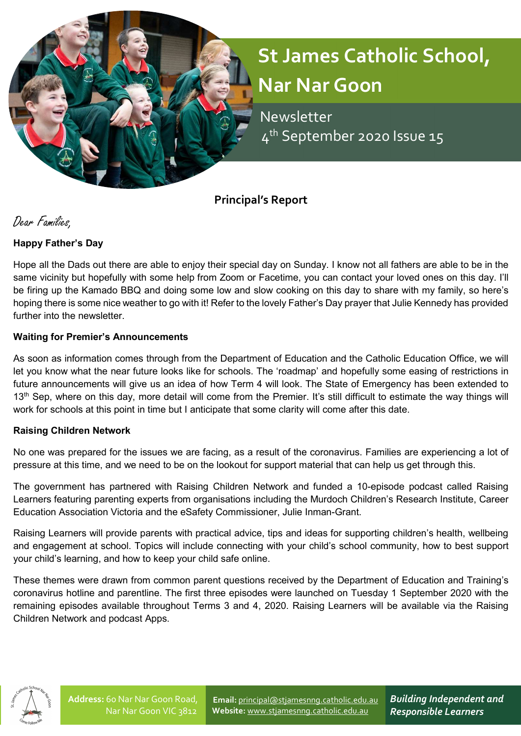# St James Catholic School, Nar Nar Goon

Newsletter
4th September 2020 Issue 15

## Principal's Report

*Dear Families,*

**Happy Father's Day**

Hope all the Dads out there are able to enjoy their special day on Sunday. I know not all fathers are able to be in the same vicinity but hopefully with some help from Zoom or Facetime, you can contact your loved ones on this day. I'll be firing up the Kamado BBQ and doing some low and slow cooking on this day to share with my family, so here's hoping there is some nice weather to go with it! Refer to the lovely Father's Day prayer that Julie Kennedy has provided further into the newsletter.

**Waiting for Premier's Announcements**

As soon as information comes through from the Department of Education and the Catholic Education Office, we will let you know what the near future looks like for schools. The 'roadmap' and hopefully some easing of restrictions in future announcements will give us an idea of how Term 4 will look. The State of Emergency has been extended to 13th Sep, where on this day, more detail will come from the Premier. It's still difficult to estimate the way things will work for schools at this point in time but I anticipate that some clarity will come after this date.

**Raising Children Network**

No one was prepared for the issues we are facing, as a result of the coronavirus. Families are experiencing a lot of pressure at this time, and we need to be on the lookout for support material that can help us get through this.

The government has partnered with Raising Children Network and funded a 10-episode podcast called Raising Learners featuring parenting experts from organisations including the Murdoch Children's Research Institute, Career Education Association Victoria and the eSafety Commissioner, Julie Inman-Grant.

Raising Learners will provide parents with practical advice, tips and ideas for supporting children's health, wellbeing and engagement at school. Topics will include connecting with your child's school community, how to best support your child's learning, and how to keep your child safe online.

These themes were drawn from common parent questions received by the Department of Education and Training's coronavirus hotline and parentline. The first three episodes were launched on Tuesday 1 September 2020 with the remaining episodes available throughout Terms 3 and 4, 2020. Raising Learners will be available via the Raising Children Network and podcast Apps.

**Address:** 60 Nar Nar Goon Road, Nar Nar Goon VIC 3812

**Email:** principal@stjamesnng.catholic.edu.au
**Website:** www.stjamesnng.catholic.edu.au

***Building Independent and Responsible Learners***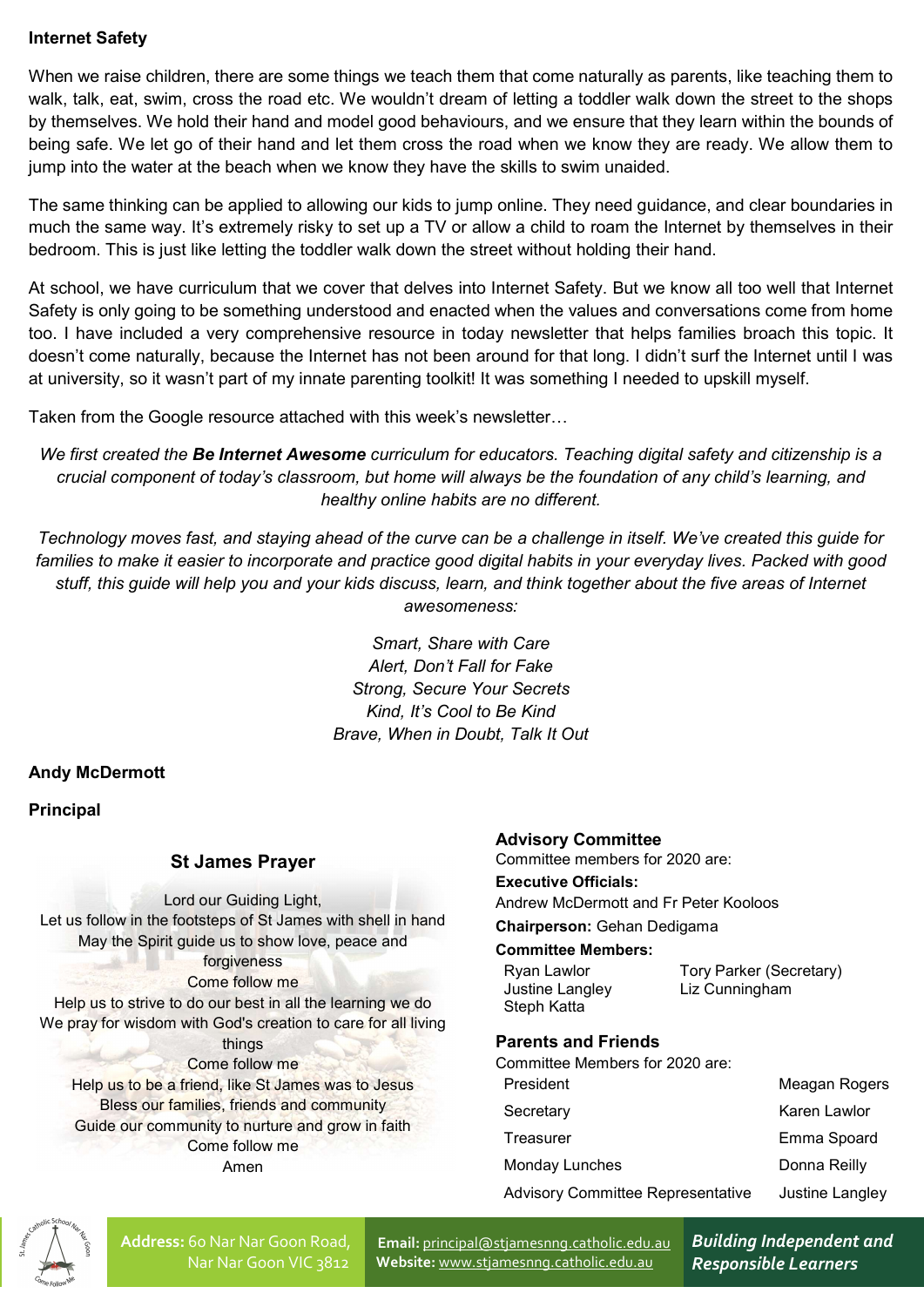**Internet Safety**

When we raise children, there are some things we teach them that come naturally as parents, like teaching them to walk, talk, eat, swim, cross the road etc. We wouldn't dream of letting a toddler walk down the street to the shops by themselves. We hold their hand and model good behaviours, and we ensure that they learn within the bounds of being safe. We let go of their hand and let them cross the road when we know they are ready. We allow them to jump into the water at the beach when we know they have the skills to swim unaided.

The same thinking can be applied to allowing our kids to jump online. They need guidance, and clear boundaries in much the same way. It's extremely risky to set up a TV or allow a child to roam the Internet by themselves in their bedroom. This is just like letting the toddler walk down the street without holding their hand.

At school, we have curriculum that we cover that delves into Internet Safety. But we know all too well that Internet Safety is only going to be something understood and enacted when the values and conversations come from home too. I have included a very comprehensive resource in today newsletter that helps families broach this topic. It doesn't come naturally, because the Internet has not been around for that long. I didn't surf the Internet until I was at university, so it wasn't part of my innate parenting toolkit! It was something I needed to upskill myself.

Taken from the Google resource attached with this week's newsletter…

*We first created the **Be Internet Awesome** curriculum for educators. Teaching digital safety and citizenship is a crucial component of today's classroom, but home will always be the foundation of any child's learning, and healthy online habits are no different.*

*Technology moves fast, and staying ahead of the curve can be a challenge in itself. We've created this guide for families to make it easier to incorporate and practice good digital habits in your everyday lives. Packed with good stuff, this guide will help you and your kids discuss, learn, and think together about the five areas of Internet awesomeness:*

*Smart, Share with Care*
*Alert, Don't Fall for Fake*
*Strong, Secure Your Secrets*
*Kind, It's Cool to Be Kind*
*Brave, When in Doubt, Talk It Out*

**Andy McDermott**

**Principal**

### St James Prayer

Lord our Guiding Light,
Let us follow in the footsteps of St James with shell in hand
May the Spirit guide us to show love, peace and forgiveness
Come follow me
Help us to strive to do our best in all the learning we do
We pray for wisdom with God's creation to care for all living things
Come follow me
Help us to be a friend, like St James was to Jesus
Bless our families, friends and community
Guide our community to nurture and grow in faith
Come follow me
Amen

### Advisory Committee

Committee members for 2020 are:

**Executive Officials:**
Andrew McDermott and Fr Peter Kooloos

**Chairperson:** Gehan Dedigama

**Committee Members:**

| | |
|---|---|
| Ryan Lawlor | Tory Parker (Secretary) |
| Justine Langley | Liz Cunningham |
| Steph Katta | |

### Parents and Friends

Committee Members for 2020 are:

| | |
|---|---|
| President | Meagan Rogers |
| Secretary | Karen Lawlor |
| Treasurer | Emma Spoard |
| Monday Lunches | Donna Reilly |
| Advisory Committee Representative | Justine Langley |

**Address:** 60 Nar Nar Goon Road, Nar Nar Goon VIC 3812
**Email:** principal@stjamesnng.catholic.edu.au
**Website:** www.stjamesnng.catholic.edu.au
***Building Independent and Responsible Learners***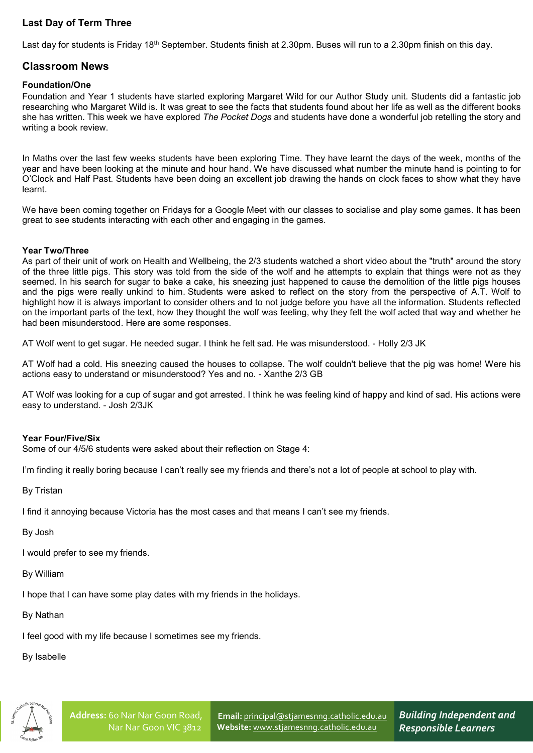### Last Day of Term Three

Last day for students is Friday 18th September. Students finish at 2.30pm. Buses will run to a 2.30pm finish on this day.

## Classroom News

**Foundation/One**

Foundation and Year 1 students have started exploring Margaret Wild for our Author Study unit. Students did a fantastic job researching who Margaret Wild is. It was great to see the facts that students found about her life as well as the different books she has written. This week we have explored *The Pocket Dogs* and students have done a wonderful job retelling the story and writing a book review.

In Maths over the last few weeks students have been exploring Time. They have learnt the days of the week, months of the year and have been looking at the minute and hour hand. We have discussed what number the minute hand is pointing to for O'Clock and Half Past. Students have been doing an excellent job drawing the hands on clock faces to show what they have learnt.

We have been coming together on Fridays for a Google Meet with our classes to socialise and play some games. It has been great to see students interacting with each other and engaging in the games.

**Year Two/Three**

As part of their unit of work on Health and Wellbeing, the 2/3 students watched a short video about the "truth" around the story of the three little pigs. This story was told from the side of the wolf and he attempts to explain that things were not as they seemed. In his search for sugar to bake a cake, his sneezing just happened to cause the demolition of the little pigs houses and the pigs were really unkind to him. Students were asked to reflect on the story from the perspective of A.T. Wolf to highlight how it is always important to consider others and to not judge before you have all the information. Students reflected on the important parts of the text, how they thought the wolf was feeling, why they felt the wolf acted that way and whether he had been misunderstood. Here are some responses.

AT Wolf went to get sugar. He needed sugar. I think he felt sad. He was misunderstood. - Holly 2/3 JK

AT Wolf had a cold. His sneezing caused the houses to collapse. The wolf couldn't believe that the pig was home! Were his actions easy to understand or misunderstood? Yes and no. - Xanthe 2/3 GB

AT Wolf was looking for a cup of sugar and got arrested. I think he was feeling kind of happy and kind of sad. His actions were easy to understand. - Josh 2/3JK

**Year Four/Five/Six**

Some of our 4/5/6 students were asked about their reflection on Stage 4:

I'm finding it really boring because I can't really see my friends and there's not a lot of people at school to play with.

By Tristan

I find it annoying because Victoria has the most cases and that means I can't see my friends.

By Josh

I would prefer to see my friends.

By William

I hope that I can have some play dates with my friends in the holidays.

By Nathan

I feel good with my life because I sometimes see my friends.

By Isabelle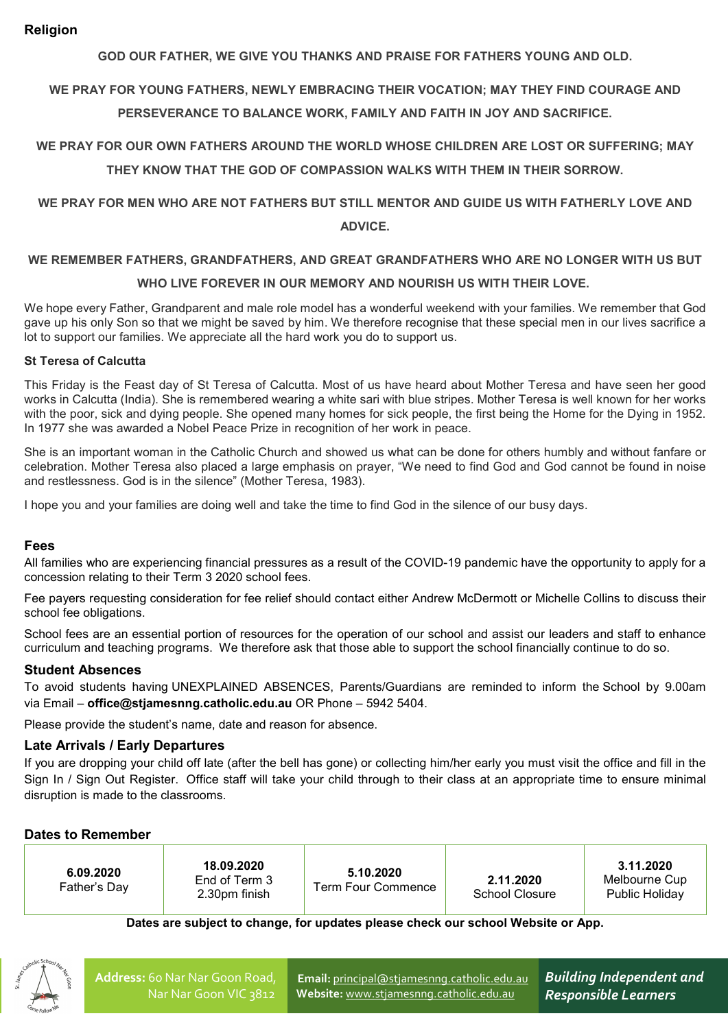## Religion

**GOD OUR FATHER, WE GIVE YOU THANKS AND PRAISE FOR FATHERS YOUNG AND OLD.**

**WE PRAY FOR YOUNG FATHERS, NEWLY EMBRACING THEIR VOCATION; MAY THEY FIND COURAGE AND PERSEVERANCE TO BALANCE WORK, FAMILY AND FAITH IN JOY AND SACRIFICE.**

**WE PRAY FOR OUR OWN FATHERS AROUND THE WORLD WHOSE CHILDREN ARE LOST OR SUFFERING; MAY THEY KNOW THAT THE GOD OF COMPASSION WALKS WITH THEM IN THEIR SORROW.**

**WE PRAY FOR MEN WHO ARE NOT FATHERS BUT STILL MENTOR AND GUIDE US WITH FATHERLY LOVE AND ADVICE.**

**WE REMEMBER FATHERS, GRANDFATHERS, AND GREAT GRANDFATHERS WHO ARE NO LONGER WITH US BUT WHO LIVE FOREVER IN OUR MEMORY AND NOURISH US WITH THEIR LOVE.**

We hope every Father, Grandparent and male role model has a wonderful weekend with your families. We remember that God gave up his only Son so that we might be saved by him. We therefore recognise that these special men in our lives sacrifice a lot to support our families. We appreciate all the hard work you do to support us.

**St Teresa of Calcutta**

This Friday is the Feast day of St Teresa of Calcutta. Most of us have heard about Mother Teresa and have seen her good works in Calcutta (India). She is remembered wearing a white sari with blue stripes. Mother Teresa is well known for her works with the poor, sick and dying people. She opened many homes for sick people, the first being the Home for the Dying in 1952. In 1977 she was awarded a Nobel Peace Prize in recognition of her work in peace.

She is an important woman in the Catholic Church and showed us what can be done for others humbly and without fanfare or celebration. Mother Teresa also placed a large emphasis on prayer, "We need to find God and God cannot be found in noise and restlessness. God is in the silence" (Mother Teresa, 1983).

I hope you and your families are doing well and take the time to find God in the silence of our busy days.

## Fees

All families who are experiencing financial pressures as a result of the COVID-19 pandemic have the opportunity to apply for a concession relating to their Term 3 2020 school fees.

Fee payers requesting consideration for fee relief should contact either Andrew McDermott or Michelle Collins to discuss their school fee obligations.

School fees are an essential portion of resources for the operation of our school and assist our leaders and staff to enhance curriculum and teaching programs. We therefore ask that those able to support the school financially continue to do so.

## Student Absences

To avoid students having UNEXPLAINED ABSENCES, Parents/Guardians are reminded to inform the School by 9.00am via Email – **office@stjamesnng.catholic.edu.au** OR Phone – 5942 5404.

Please provide the student's name, date and reason for absence.

## Late Arrivals / Early Departures

If you are dropping your child off late (after the bell has gone) or collecting him/her early you must visit the office and fill in the Sign In / Sign Out Register. Office staff will take your child through to their class at an appropriate time to ensure minimal disruption is made to the classrooms.

## Dates to Remember

| | | | | |
|---|---|---|---|---|
| **6.09.2020** Father's Day | **18.09.2020** End of Term 3 2.30pm finish | **5.10.2020** Term Four Commence | **2.11.2020** School Closure | **3.11.2020** Melbourne Cup Public Holiday |

**Dates are subject to change, for updates please check our school Website or App.**

**Address:** 60 Nar Nar Goon Road, Nar Nar Goon VIC 3812

**Email:** principal@stjamesnng.catholic.edu.au
**Website:** www.stjamesnng.catholic.edu.au

***Building Independent and Responsible Learners***